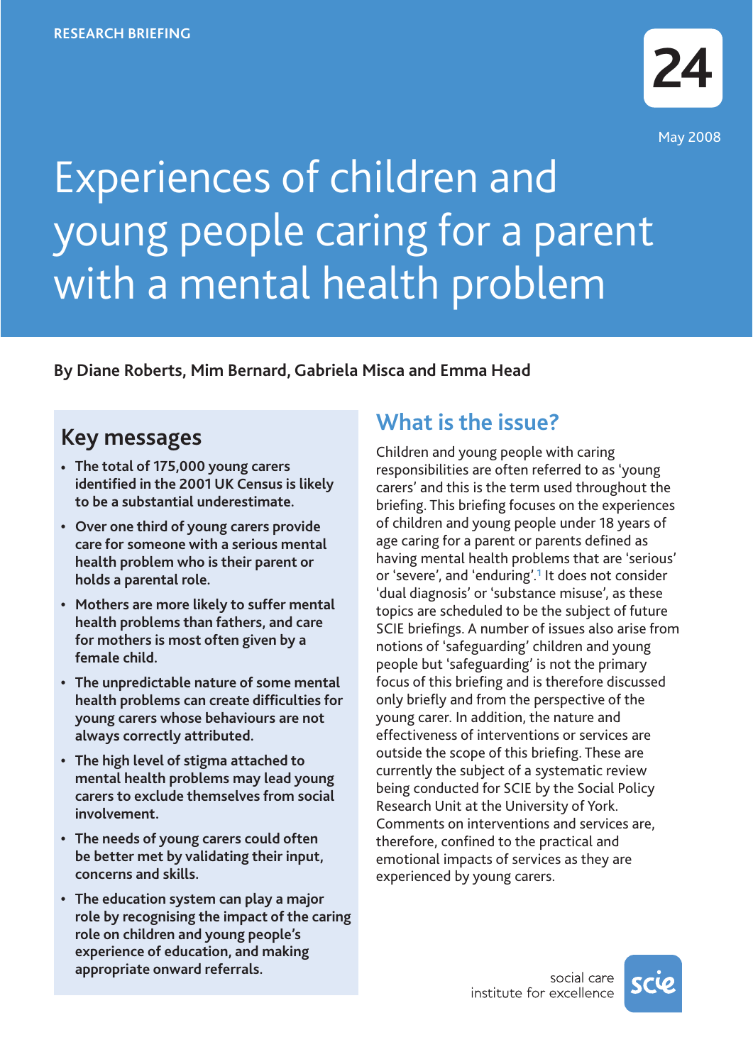RESEARCH BRIEFING

24

May 2008

# Experiences of children and young people caring for a parent with a mental health problem

**By Diane Roberts, Mim Bernard, Gabriela Misca and Emma Head**

## Key messages

- **The total of 175,000 young carers identified in the 2001 UK Census is likely to be a substantial underestimate.**
- **Over one third of young carers provide care for someone with a serious mental health problem who is their parent or holds a parental role.**
- **Mothers are more likely to suffer mental health problems than fathers, and care for mothers is most often given by a female child.**
- **The unpredictable nature of some mental health problems can create difficulties for young carers whose behaviours are not always correctly attributed.**
- **The high level of stigma attached to mental health problems may lead young carers to exclude themselves from social involvement.**
- **The needs of young carers could often be better met by validating their input, concerns and skills.**
- **The education system can play a major role by recognising the impact of the caring role on children and young people's experience of education, and making appropriate onward referrals.**

## What is the issue?

Children and young people with caring responsibilities are often referred to as 'young carers' and this is the term used throughout the briefing. This briefing focuses on the experiences of children and young people under 18 years of age caring for a parent or parents defined as having mental health problems that are 'serious' or 'severe', and 'enduring'.[1] It does not consider 'dual diagnosis' or 'substance misuse', as these topics are scheduled to be the subject of future SCIE briefings. A number of issues also arise from notions of 'safeguarding' children and young people but 'safeguarding' is not the primary focus of this briefing and is therefore discussed only briefly and from the perspective of the young carer. In addition, the nature and effectiveness of interventions or services are outside the scope of this briefing. These are currently the subject of a systematic review being conducted for SCIE by the Social Policy Research Unit at the University of York. Comments on interventions and services are, therefore, confined to the practical and emotional impacts of services as they are experienced by young carers.

social care institute for excellence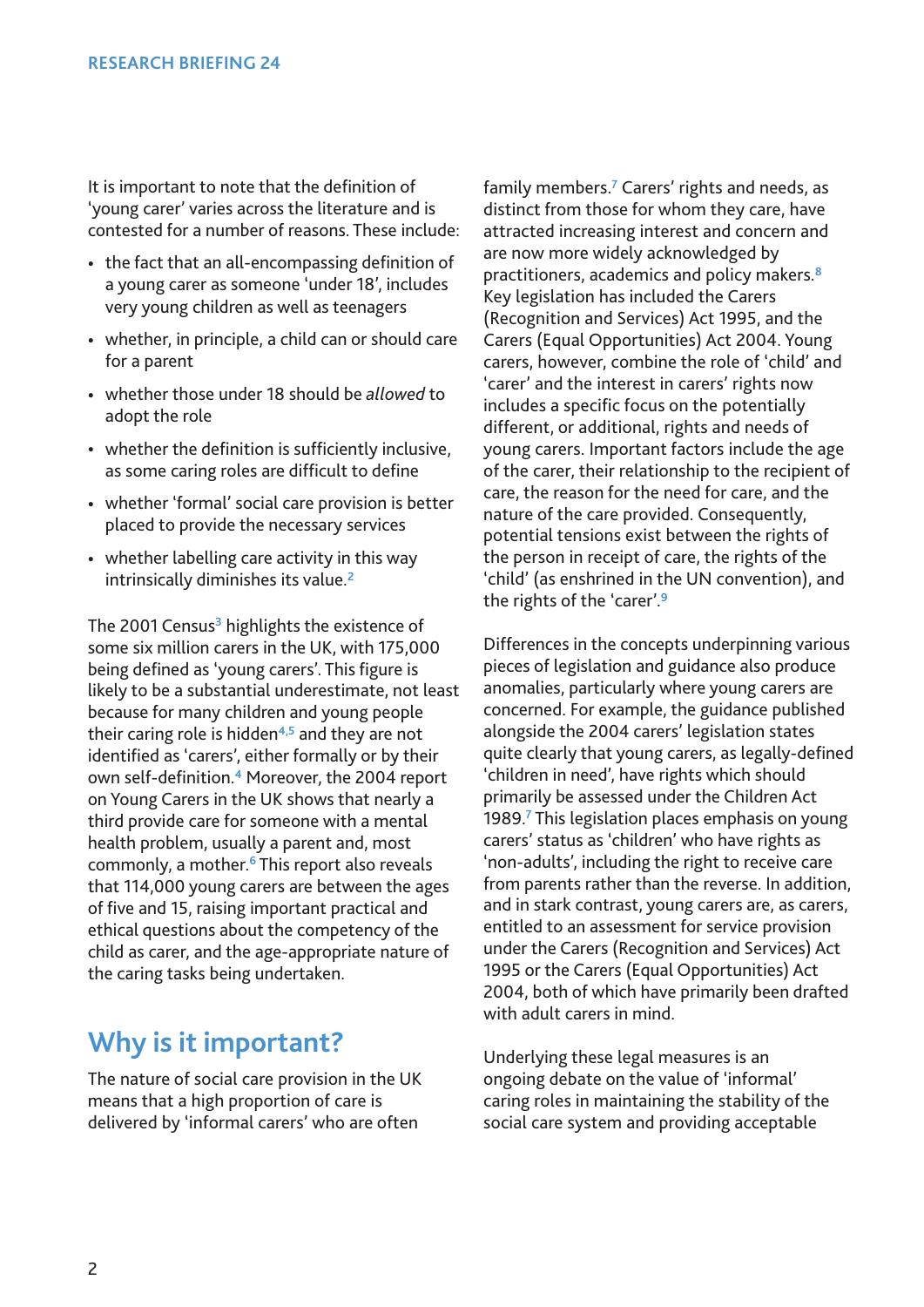It is important to note that the definition of 'young carer' varies across the literature and is contested for a number of reasons. These include:

- the fact that an all-encompassing definition of a young carer as someone 'under 18', includes very young children as well as teenagers
- whether, in principle, a child can or should care for a parent
- whether those under 18 should be *allowed* to adopt the role
- whether the definition is sufficiently inclusive, as some caring roles are difficult to define
- whether 'formal' social care provision is better placed to provide the necessary services
- whether labelling care activity in this way intrinsically diminishes its value.[2]

The 2001 Census[3] highlights the existence of some six million carers in the UK, with 175,000 being defined as 'young carers'. This figure is likely to be a substantial underestimate, not least because for many children and young people their caring role is hidden[4,5] and they are not identified as 'carers', either formally or by their own self-definition.[4] Moreover, the 2004 report on Young Carers in the UK shows that nearly a third provide care for someone with a mental health problem, usually a parent and, most commonly, a mother.[6] This report also reveals that 114,000 young carers are between the ages of five and 15, raising important practical and ethical questions about the competency of the child as carer, and the age-appropriate nature of the caring tasks being undertaken.

## Why is it important?

The nature of social care provision in the UK means that a high proportion of care is delivered by 'informal carers' who are often family members.[7] Carers' rights and needs, as distinct from those for whom they care, have attracted increasing interest and concern and are now more widely acknowledged by practitioners, academics and policy makers.[8] Key legislation has included the Carers (Recognition and Services) Act 1995, and the Carers (Equal Opportunities) Act 2004. Young carers, however, combine the role of 'child' and 'carer' and the interest in carers' rights now includes a specific focus on the potentially different, or additional, rights and needs of young carers. Important factors include the age of the carer, their relationship to the recipient of care, the reason for the need for care, and the nature of the care provided. Consequently, potential tensions exist between the rights of the person in receipt of care, the rights of the 'child' (as enshrined in the UN convention), and the rights of the 'carer'.[9]

Differences in the concepts underpinning various pieces of legislation and guidance also produce anomalies, particularly where young carers are concerned. For example, the guidance published alongside the 2004 carers' legislation states quite clearly that young carers, as legally-defined 'children in need', have rights which should primarily be assessed under the Children Act 1989.[7] This legislation places emphasis on young carers' status as 'children' who have rights as 'non-adults', including the right to receive care from parents rather than the reverse. In addition, and in stark contrast, young carers are, as carers, entitled to an assessment for service provision under the Carers (Recognition and Services) Act 1995 or the Carers (Equal Opportunities) Act 2004, both of which have primarily been drafted with adult carers in mind.

Underlying these legal measures is an ongoing debate on the value of 'informal' caring roles in maintaining the stability of the social care system and providing acceptable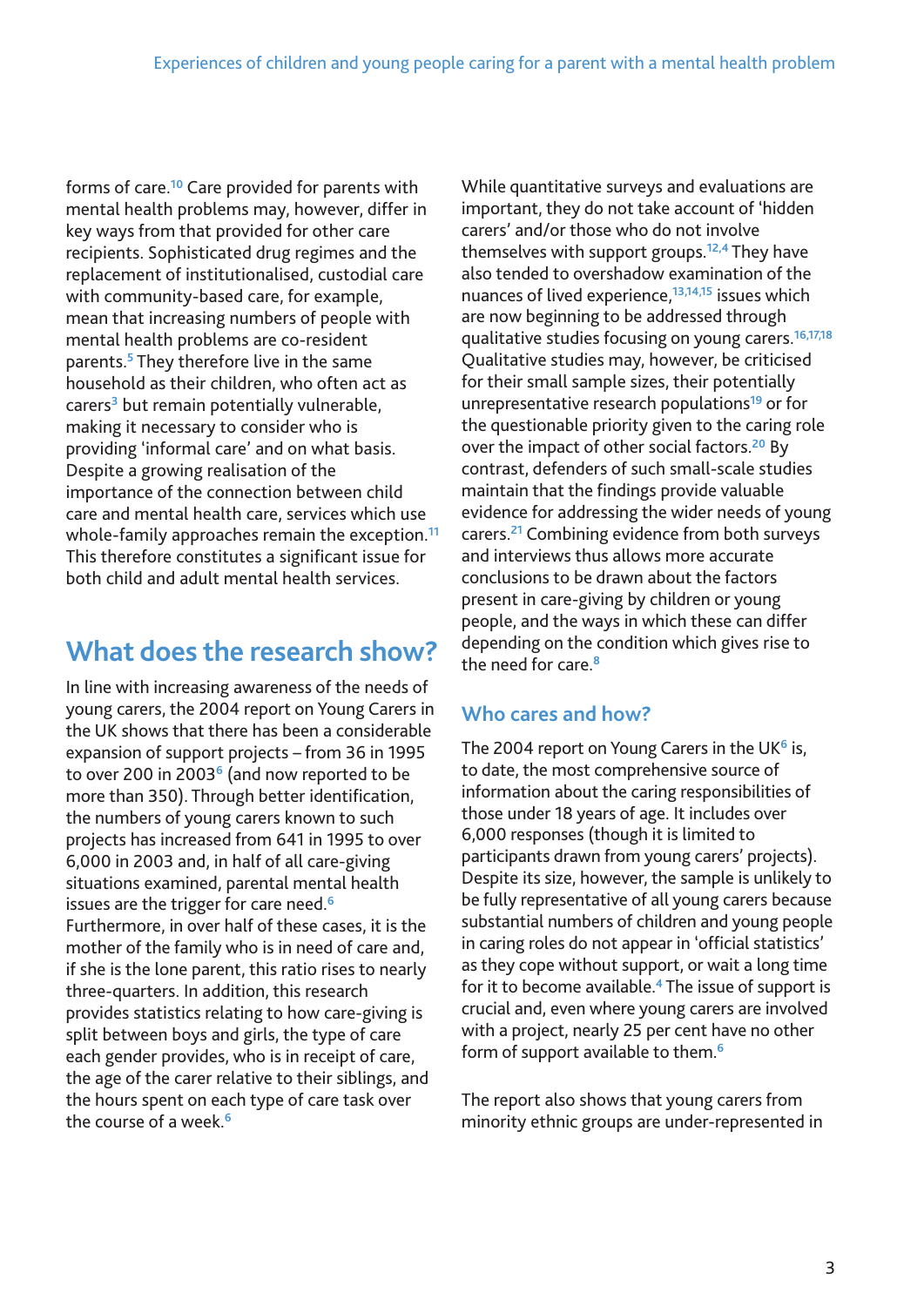forms of care.[10] Care provided for parents with mental health problems may, however, differ in key ways from that provided for other care recipients. Sophisticated drug regimes and the replacement of institutionalised, custodial care with community-based care, for example, mean that increasing numbers of people with mental health problems are co-resident parents.[5] They therefore live in the same household as their children, who often act as carers[3] but remain potentially vulnerable, making it necessary to consider who is providing 'informal care' and on what basis. Despite a growing realisation of the importance of the connection between child care and mental health care, services which use whole-family approaches remain the exception.[11] This therefore constitutes a significant issue for both child and adult mental health services.

## What does the research show?

In line with increasing awareness of the needs of young carers, the 2004 report on Young Carers in the UK shows that there has been a considerable expansion of support projects – from 36 in 1995 to over 200 in 2003[6] (and now reported to be more than 350). Through better identification, the numbers of young carers known to such projects has increased from 641 in 1995 to over 6,000 in 2003 and, in half of all care-giving situations examined, parental mental health issues are the trigger for care need.[6] Furthermore, in over half of these cases, it is the mother of the family who is in need of care and, if she is the lone parent, this ratio rises to nearly three-quarters. In addition, this research provides statistics relating to how care-giving is split between boys and girls, the type of care each gender provides, who is in receipt of care, the age of the carer relative to their siblings, and the hours spent on each type of care task over the course of a week.[6]

While quantitative surveys and evaluations are important, they do not take account of 'hidden carers' and/or those who do not involve themselves with support groups.[12,4] They have also tended to overshadow examination of the nuances of lived experience,[13,14,15] issues which are now beginning to be addressed through qualitative studies focusing on young carers.[16,17,18] Qualitative studies may, however, be criticised for their small sample sizes, their potentially unrepresentative research populations[19] or for the questionable priority given to the caring role over the impact of other social factors.[20] By contrast, defenders of such small-scale studies maintain that the findings provide valuable evidence for addressing the wider needs of young carers.[21] Combining evidence from both surveys and interviews thus allows more accurate conclusions to be drawn about the factors present in care-giving by children or young people, and the ways in which these can differ depending on the condition which gives rise to the need for care.[8]

### Who cares and how?

The 2004 report on Young Carers in the UK[6] is, to date, the most comprehensive source of information about the caring responsibilities of those under 18 years of age. It includes over 6,000 responses (though it is limited to participants drawn from young carers' projects). Despite its size, however, the sample is unlikely to be fully representative of all young carers because substantial numbers of children and young people in caring roles do not appear in 'official statistics' as they cope without support, or wait a long time for it to become available.[4] The issue of support is crucial and, even where young carers are involved with a project, nearly 25 per cent have no other form of support available to them.[6]

The report also shows that young carers from minority ethnic groups are under-represented in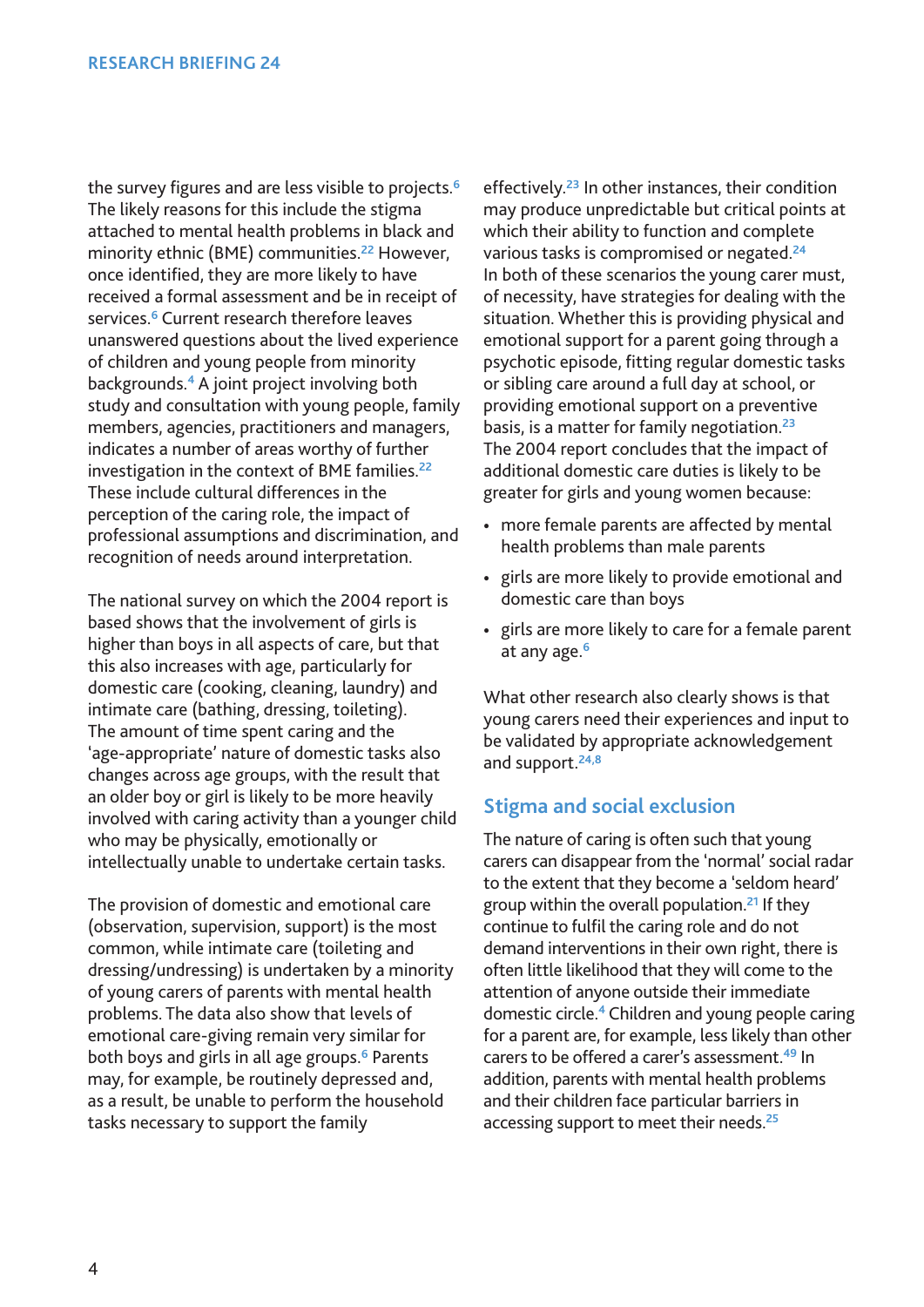the survey figures and are less visible to projects.[6] The likely reasons for this include the stigma attached to mental health problems in black and minority ethnic (BME) communities.[22] However, once identified, they are more likely to have received a formal assessment and be in receipt of services.[6] Current research therefore leaves unanswered questions about the lived experience of children and young people from minority backgrounds.[4] A joint project involving both study and consultation with young people, family members, agencies, practitioners and managers, indicates a number of areas worthy of further investigation in the context of BME families.[22] These include cultural differences in the perception of the caring role, the impact of professional assumptions and discrimination, and recognition of needs around interpretation.

The national survey on which the 2004 report is based shows that the involvement of girls is higher than boys in all aspects of care, but that this also increases with age, particularly for domestic care (cooking, cleaning, laundry) and intimate care (bathing, dressing, toileting). The amount of time spent caring and the 'age-appropriate' nature of domestic tasks also changes across age groups, with the result that an older boy or girl is likely to be more heavily involved with caring activity than a younger child who may be physically, emotionally or intellectually unable to undertake certain tasks.

The provision of domestic and emotional care (observation, supervision, support) is the most common, while intimate care (toileting and dressing/undressing) is undertaken by a minority of young carers of parents with mental health problems. The data also show that levels of emotional care-giving remain very similar for both boys and girls in all age groups.[6] Parents may, for example, be routinely depressed and, as a result, be unable to perform the household tasks necessary to support the family effectively.[23] In other instances, their condition may produce unpredictable but critical points at which their ability to function and complete various tasks is compromised or negated.[24] In both of these scenarios the young carer must, of necessity, have strategies for dealing with the situation. Whether this is providing physical and emotional support for a parent going through a psychotic episode, fitting regular domestic tasks or sibling care around a full day at school, or providing emotional support on a preventive basis, is a matter for family negotiation.[23] The 2004 report concludes that the impact of additional domestic care duties is likely to be greater for girls and young women because:

- more female parents are affected by mental health problems than male parents
- girls are more likely to provide emotional and domestic care than boys
- girls are more likely to care for a female parent at any age.[6]

What other research also clearly shows is that young carers need their experiences and input to be validated by appropriate acknowledgement and support.[24,8]

## Stigma and social exclusion

The nature of caring is often such that young carers can disappear from the 'normal' social radar to the extent that they become a 'seldom heard' group within the overall population.[21] If they continue to fulfil the caring role and do not demand interventions in their own right, there is often little likelihood that they will come to the attention of anyone outside their immediate domestic circle.[4] Children and young people caring for a parent are, for example, less likely than other carers to be offered a carer's assessment.[49] In addition, parents with mental health problems and their children face particular barriers in accessing support to meet their needs.[25]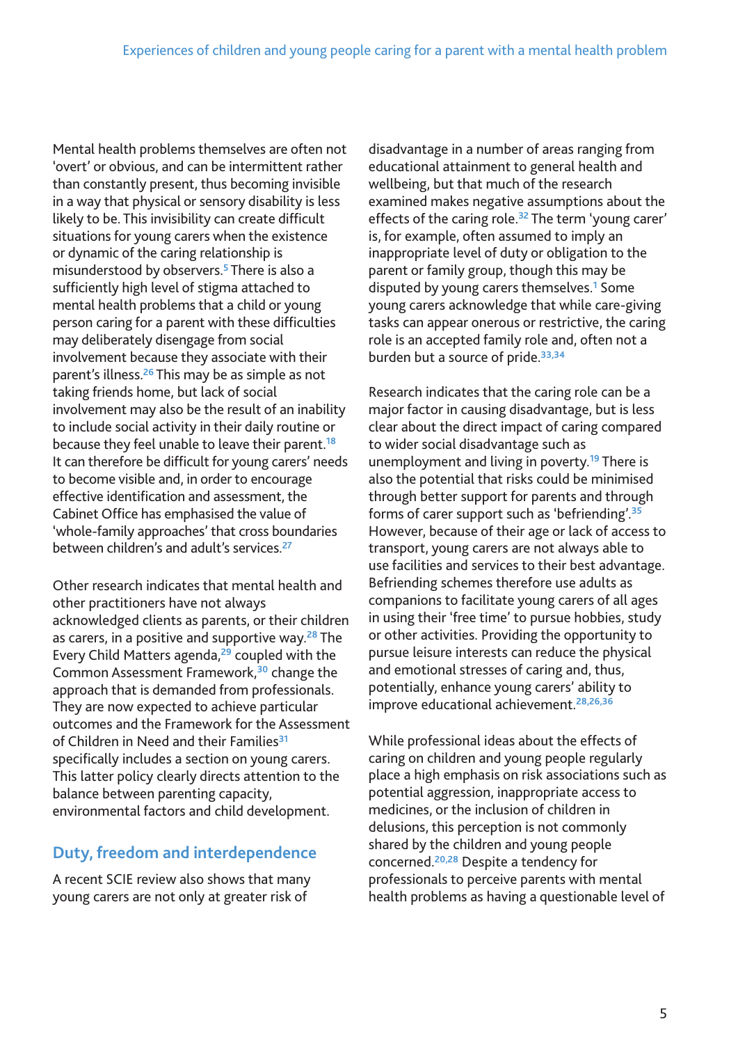Mental health problems themselves are often not 'overt' or obvious, and can be intermittent rather than constantly present, thus becoming invisible in a way that physical or sensory disability is less likely to be. This invisibility can create difficult situations for young carers when the existence or dynamic of the caring relationship is misunderstood by observers.[5] There is also a sufficiently high level of stigma attached to mental health problems that a child or young person caring for a parent with these difficulties may deliberately disengage from social involvement because they associate with their parent's illness.[26] This may be as simple as not taking friends home, but lack of social involvement may also be the result of an inability to include social activity in their daily routine or because they feel unable to leave their parent.[18] It can therefore be difficult for young carers' needs to become visible and, in order to encourage effective identification and assessment, the Cabinet Office has emphasised the value of 'whole-family approaches' that cross boundaries between children's and adult's services.[27]

Other research indicates that mental health and other practitioners have not always acknowledged clients as parents, or their children as carers, in a positive and supportive way.[28] The Every Child Matters agenda,[29] coupled with the Common Assessment Framework,[30] change the approach that is demanded from professionals. They are now expected to achieve particular outcomes and the Framework for the Assessment of Children in Need and their Families[31] specifically includes a section on young carers. This latter policy clearly directs attention to the balance between parenting capacity, environmental factors and child development.

## Duty, freedom and interdependence

A recent SCIE review also shows that many young carers are not only at greater risk of disadvantage in a number of areas ranging from educational attainment to general health and wellbeing, but that much of the research examined makes negative assumptions about the effects of the caring role.[32] The term 'young carer' is, for example, often assumed to imply an inappropriate level of duty or obligation to the parent or family group, though this may be disputed by young carers themselves.[1] Some young carers acknowledge that while care-giving tasks can appear onerous or restrictive, the caring role is an accepted family role and, often not a burden but a source of pride.[33,34]

Research indicates that the caring role can be a major factor in causing disadvantage, but is less clear about the direct impact of caring compared to wider social disadvantage such as unemployment and living in poverty.[19] There is also the potential that risks could be minimised through better support for parents and through forms of carer support such as 'befriending'.[35] However, because of their age or lack of access to transport, young carers are not always able to use facilities and services to their best advantage. Befriending schemes therefore use adults as companions to facilitate young carers of all ages in using their 'free time' to pursue hobbies, study or other activities. Providing the opportunity to pursue leisure interests can reduce the physical and emotional stresses of caring and, thus, potentially, enhance young carers' ability to improve educational achievement.[28,26,36]

While professional ideas about the effects of caring on children and young people regularly place a high emphasis on risk associations such as potential aggression, inappropriate access to medicines, or the inclusion of children in delusions, this perception is not commonly shared by the children and young people concerned.[20,28] Despite a tendency for professionals to perceive parents with mental health problems as having a questionable level of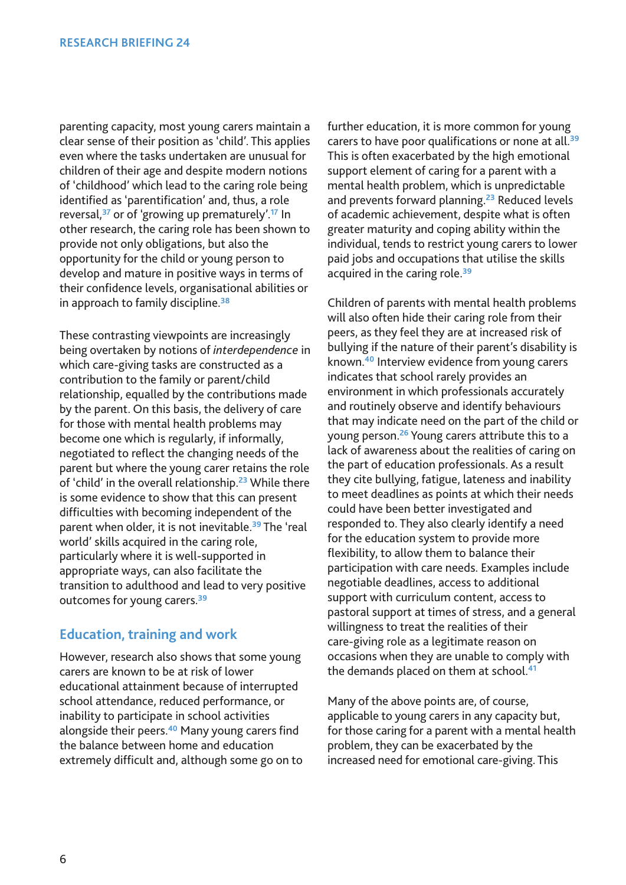parenting capacity, most young carers maintain a clear sense of their position as 'child'. This applies even where the tasks undertaken are unusual for children of their age and despite modern notions of 'childhood' which lead to the caring role being identified as 'parentification' and, thus, a role reversal,[37] or of 'growing up prematurely'.[17] In other research, the caring role has been shown to provide not only obligations, but also the opportunity for the child or young person to develop and mature in positive ways in terms of their confidence levels, organisational abilities or in approach to family discipline.[38]

These contrasting viewpoints are increasingly being overtaken by notions of *interdependence* in which care-giving tasks are constructed as a contribution to the family or parent/child relationship, equalled by the contributions made by the parent. On this basis, the delivery of care for those with mental health problems may become one which is regularly, if informally, negotiated to reflect the changing needs of the parent but where the young carer retains the role of 'child' in the overall relationship.[23] While there is some evidence to show that this can present difficulties with becoming independent of the parent when older, it is not inevitable.[39] The 'real world' skills acquired in the caring role, particularly where it is well-supported in appropriate ways, can also facilitate the transition to adulthood and lead to very positive outcomes for young carers.[39]

## Education, training and work

However, research also shows that some young carers are known to be at risk of lower educational attainment because of interrupted school attendance, reduced performance, or inability to participate in school activities alongside their peers.[40] Many young carers find the balance between home and education extremely difficult and, although some go on to further education, it is more common for young carers to have poor qualifications or none at all.[39] This is often exacerbated by the high emotional support element of caring for a parent with a mental health problem, which is unpredictable and prevents forward planning.[23] Reduced levels of academic achievement, despite what is often greater maturity and coping ability within the individual, tends to restrict young carers to lower paid jobs and occupations that utilise the skills acquired in the caring role.[39]

Children of parents with mental health problems will also often hide their caring role from their peers, as they feel they are at increased risk of bullying if the nature of their parent's disability is known.[40] Interview evidence from young carers indicates that school rarely provides an environment in which professionals accurately and routinely observe and identify behaviours that may indicate need on the part of the child or young person.[26] Young carers attribute this to a lack of awareness about the realities of caring on the part of education professionals. As a result they cite bullying, fatigue, lateness and inability to meet deadlines as points at which their needs could have been better investigated and responded to. They also clearly identify a need for the education system to provide more flexibility, to allow them to balance their participation with care needs. Examples include negotiable deadlines, access to additional support with curriculum content, access to pastoral support at times of stress, and a general willingness to treat the realities of their care-giving role as a legitimate reason on occasions when they are unable to comply with the demands placed on them at school.[41]

Many of the above points are, of course, applicable to young carers in any capacity but, for those caring for a parent with a mental health problem, they can be exacerbated by the increased need for emotional care-giving. This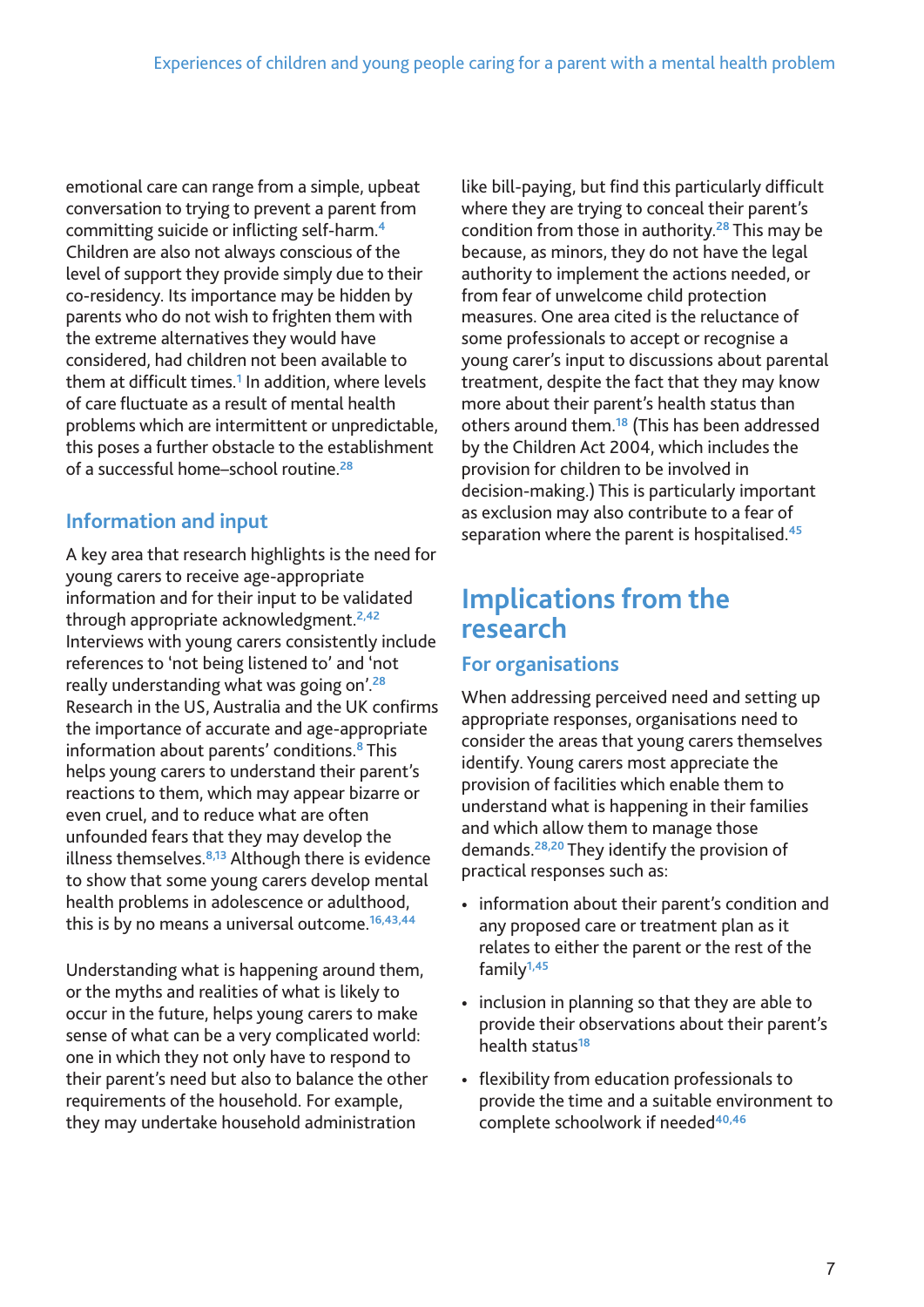emotional care can range from a simple, upbeat conversation to trying to prevent a parent from committing suicide or inflicting self-harm.[4] Children are also not always conscious of the level of support they provide simply due to their co-residency. Its importance may be hidden by parents who do not wish to frighten them with the extreme alternatives they would have considered, had children not been available to them at difficult times.[1] In addition, where levels of care fluctuate as a result of mental health problems which are intermittent or unpredictable, this poses a further obstacle to the establishment of a successful home–school routine.[28]

### Information and input

A key area that research highlights is the need for young carers to receive age-appropriate information and for their input to be validated through appropriate acknowledgment.[2,42] Interviews with young carers consistently include references to 'not being listened to' and 'not really understanding what was going on'.[28] Research in the US, Australia and the UK confirms the importance of accurate and age-appropriate information about parents' conditions.[8] This helps young carers to understand their parent's reactions to them, which may appear bizarre or even cruel, and to reduce what are often unfounded fears that they may develop the illness themselves.[8,13] Although there is evidence to show that some young carers develop mental health problems in adolescence or adulthood, this is by no means a universal outcome.[16,43,44]

Understanding what is happening around them, or the myths and realities of what is likely to occur in the future, helps young carers to make sense of what can be a very complicated world: one in which they not only have to respond to their parent's need but also to balance the other requirements of the household. For example, they may undertake household administration like bill-paying, but find this particularly difficult where they are trying to conceal their parent's condition from those in authority.[28] This may be because, as minors, they do not have the legal authority to implement the actions needed, or from fear of unwelcome child protection measures. One area cited is the reluctance of some professionals to accept or recognise a young carer's input to discussions about parental treatment, despite the fact that they may know more about their parent's health status than others around them.[18] (This has been addressed by the Children Act 2004, which includes the provision for children to be involved in decision-making.) This is particularly important as exclusion may also contribute to a fear of separation where the parent is hospitalised.[45]

## Implications from the research

### For organisations

When addressing perceived need and setting up appropriate responses, organisations need to consider the areas that young carers themselves identify. Young carers most appreciate the provision of facilities which enable them to understand what is happening in their families and which allow them to manage those demands.[28,20] They identify the provision of practical responses such as:

- information about their parent's condition and any proposed care or treatment plan as it relates to either the parent or the rest of the family[1,45]
- inclusion in planning so that they are able to provide their observations about their parent's health status[18]
- flexibility from education professionals to provide the time and a suitable environment to complete schoolwork if needed[40,46]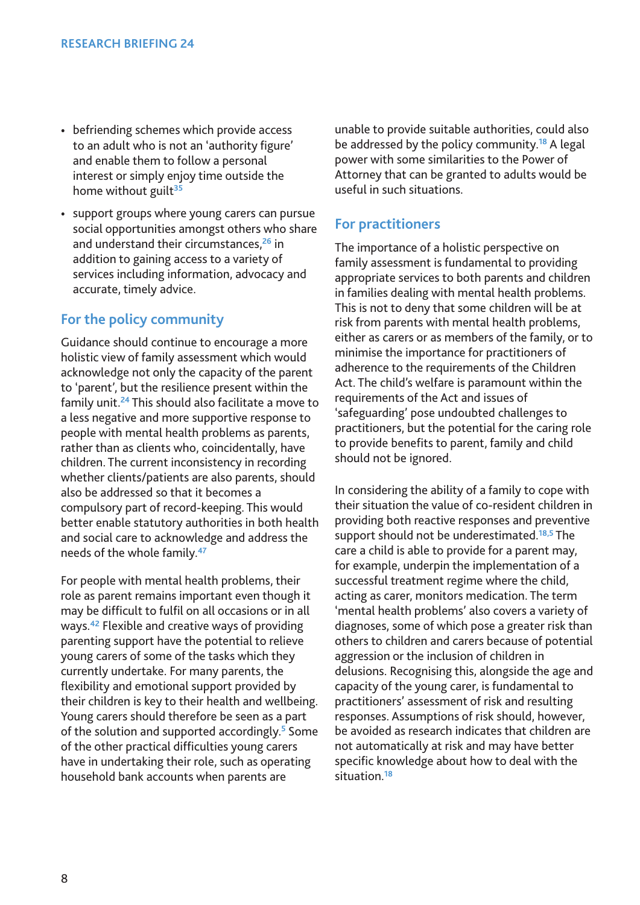- befriending schemes which provide access to an adult who is not an 'authority figure' and enable them to follow a personal interest or simply enjoy time outside the home without guilt[35]
- support groups where young carers can pursue social opportunities amongst others who share and understand their circumstances,[26] in addition to gaining access to a variety of services including information, advocacy and accurate, timely advice.

## For the policy community

Guidance should continue to encourage a more holistic view of family assessment which would acknowledge not only the capacity of the parent to 'parent', but the resilience present within the family unit.[24] This should also facilitate a move to a less negative and more supportive response to people with mental health problems as parents, rather than as clients who, coincidentally, have children. The current inconsistency in recording whether clients/patients are also parents, should also be addressed so that it becomes a compulsory part of record-keeping. This would better enable statutory authorities in both health and social care to acknowledge and address the needs of the whole family.[47]

For people with mental health problems, their role as parent remains important even though it may be difficult to fulfil on all occasions or in all ways.[42] Flexible and creative ways of providing parenting support have the potential to relieve young carers of some of the tasks which they currently undertake. For many parents, the flexibility and emotional support provided by their children is key to their health and wellbeing. Young carers should therefore be seen as a part of the solution and supported accordingly.[5] Some of the other practical difficulties young carers have in undertaking their role, such as operating household bank accounts when parents are unable to provide suitable authorities, could also be addressed by the policy community.[18] A legal power with some similarities to the Power of Attorney that can be granted to adults would be useful in such situations.

## For practitioners

The importance of a holistic perspective on family assessment is fundamental to providing appropriate services to both parents and children in families dealing with mental health problems. This is not to deny that some children will be at risk from parents with mental health problems, either as carers or as members of the family, or to minimise the importance for practitioners of adherence to the requirements of the Children Act. The child's welfare is paramount within the requirements of the Act and issues of 'safeguarding' pose undoubted challenges to practitioners, but the potential for the caring role to provide benefits to parent, family and child should not be ignored.

In considering the ability of a family to cope with their situation the value of co-resident children in providing both reactive responses and preventive support should not be underestimated.[18,5] The care a child is able to provide for a parent may, for example, underpin the implementation of a successful treatment regime where the child, acting as carer, monitors medication. The term 'mental health problems' also covers a variety of diagnoses, some of which pose a greater risk than others to children and carers because of potential aggression or the inclusion of children in delusions. Recognising this, alongside the age and capacity of the young carer, is fundamental to practitioners' assessment of risk and resulting responses. Assumptions of risk should, however, be avoided as research indicates that children are not automatically at risk and may have better specific knowledge about how to deal with the situation.[18]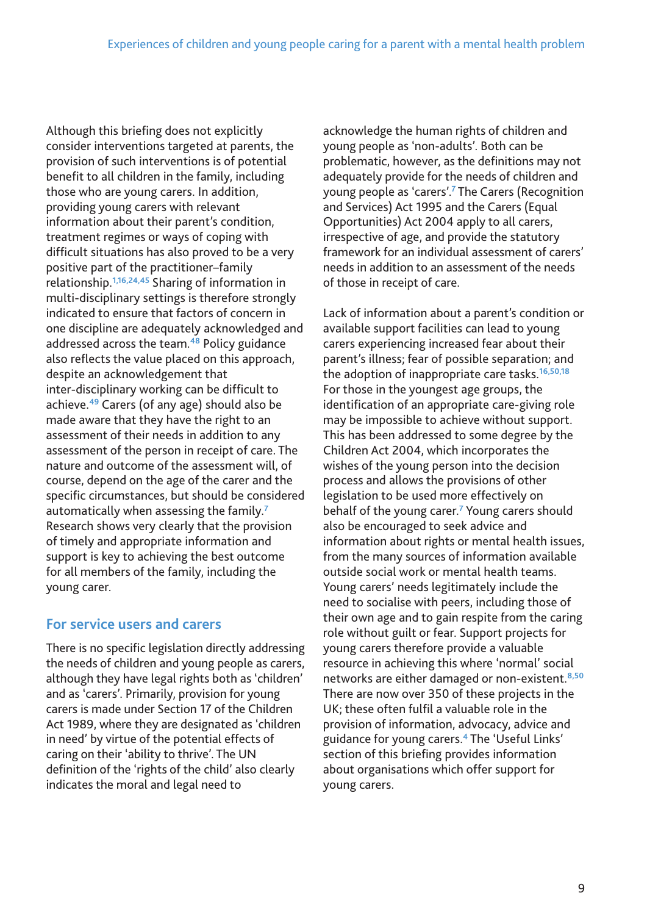Although this briefing does not explicitly consider interventions targeted at parents, the provision of such interventions is of potential benefit to all children in the family, including those who are young carers. In addition, providing young carers with relevant information about their parent's condition, treatment regimes or ways of coping with difficult situations has also proved to be a very positive part of the practitioner–family relationship.[1,16,24,45] Sharing of information in multi-disciplinary settings is therefore strongly indicated to ensure that factors of concern in one discipline are adequately acknowledged and addressed across the team.[48] Policy guidance also reflects the value placed on this approach, despite an acknowledgement that inter-disciplinary working can be difficult to achieve.[49] Carers (of any age) should also be made aware that they have the right to an assessment of their needs in addition to any assessment of the person in receipt of care. The nature and outcome of the assessment will, of course, depend on the age of the carer and the specific circumstances, but should be considered automatically when assessing the family.[7] Research shows very clearly that the provision of timely and appropriate information and support is key to achieving the best outcome for all members of the family, including the young carer.

## For service users and carers

There is no specific legislation directly addressing the needs of children and young people as carers, although they have legal rights both as 'children' and as 'carers'. Primarily, provision for young carers is made under Section 17 of the Children Act 1989, where they are designated as 'children in need' by virtue of the potential effects of caring on their 'ability to thrive'. The UN definition of the 'rights of the child' also clearly indicates the moral and legal need to acknowledge the human rights of children and young people as 'non-adults'. Both can be problematic, however, as the definitions may not adequately provide for the needs of children and young people as 'carers'.[7] The Carers (Recognition and Services) Act 1995 and the Carers (Equal Opportunities) Act 2004 apply to all carers, irrespective of age, and provide the statutory framework for an individual assessment of carers' needs in addition to an assessment of the needs of those in receipt of care.

Lack of information about a parent's condition or available support facilities can lead to young carers experiencing increased fear about their parent's illness; fear of possible separation; and the adoption of inappropriate care tasks.[16,50,18] For those in the youngest age groups, the identification of an appropriate care-giving role may be impossible to achieve without support. This has been addressed to some degree by the Children Act 2004, which incorporates the wishes of the young person into the decision process and allows the provisions of other legislation to be used more effectively on behalf of the young carer.[7] Young carers should also be encouraged to seek advice and information about rights or mental health issues, from the many sources of information available outside social work or mental health teams. Young carers' needs legitimately include the need to socialise with peers, including those of their own age and to gain respite from the caring role without guilt or fear. Support projects for young carers therefore provide a valuable resource in achieving this where 'normal' social networks are either damaged or non-existent.[8,50] There are now over 350 of these projects in the UK; these often fulfil a valuable role in the provision of information, advocacy, advice and guidance for young carers.[4] The 'Useful Links' section of this briefing provides information about organisations which offer support for young carers.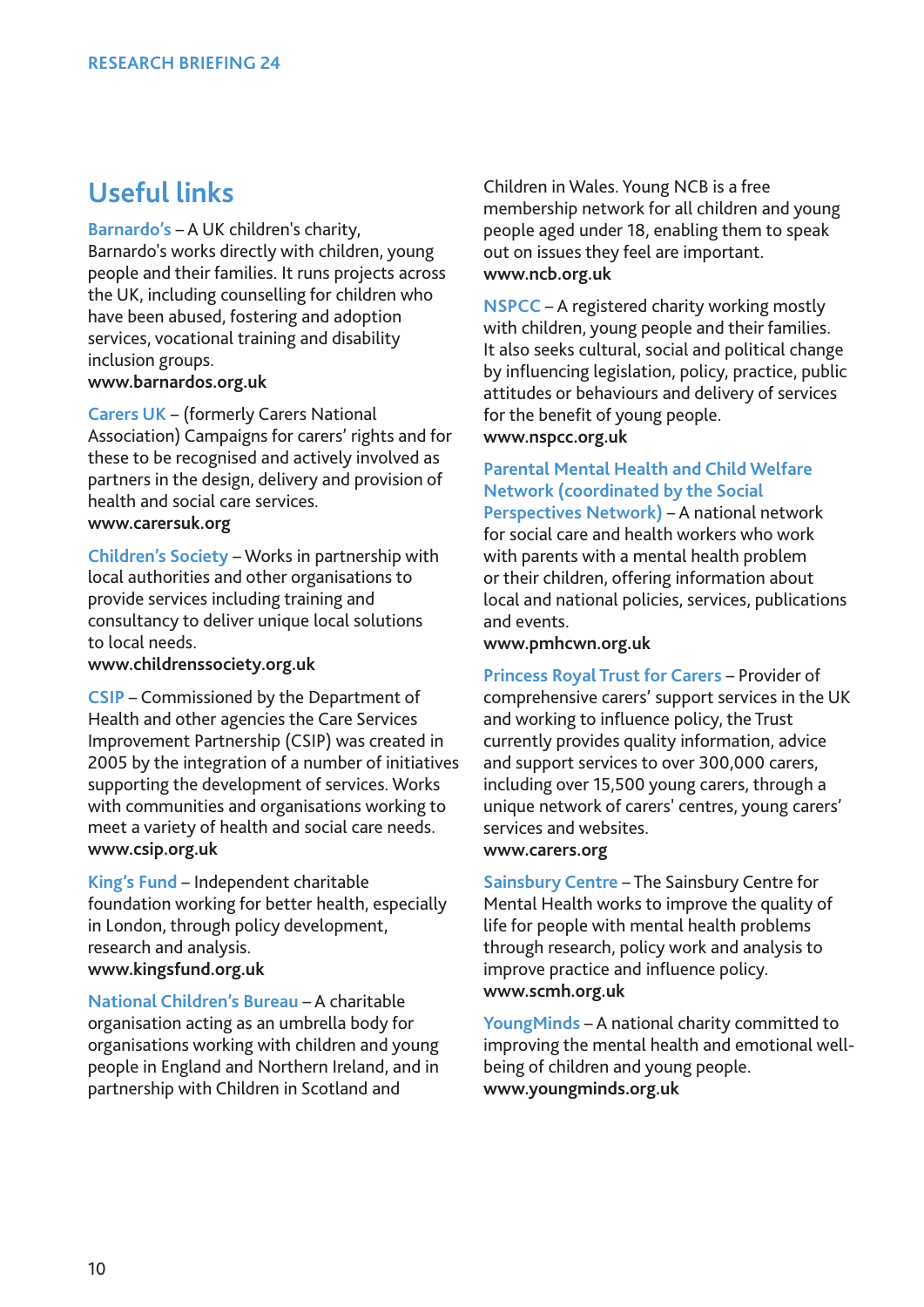## Useful links

**Barnardo's** – A UK children's charity, Barnardo's works directly with children, young people and their families. It runs projects across the UK, including counselling for children who have been abused, fostering and adoption services, vocational training and disability inclusion groups.
**www.barnardos.org.uk**

**Carers UK** – (formerly Carers National Association) Campaigns for carers' rights and for these to be recognised and actively involved as partners in the design, delivery and provision of health and social care services.
**www.carersuk.org**

**Children's Society** – Works in partnership with local authorities and other organisations to provide services including training and consultancy to deliver unique local solutions to local needs.
**www.childrenssociety.org.uk**

**CSIP** – Commissioned by the Department of Health and other agencies the Care Services Improvement Partnership (CSIP) was created in 2005 by the integration of a number of initiatives supporting the development of services. Works with communities and organisations working to meet a variety of health and social care needs.
**www.csip.org.uk**

**King's Fund** – Independent charitable foundation working for better health, especially in London, through policy development, research and analysis.
**www.kingsfund.org.uk**

**National Children's Bureau** – A charitable organisation acting as an umbrella body for organisations working with children and young people in England and Northern Ireland, and in partnership with Children in Scotland and Children in Wales. Young NCB is a free membership network for all children and young people aged under 18, enabling them to speak out on issues they feel are important.
**www.ncb.org.uk**

**NSPCC** – A registered charity working mostly with children, young people and their families. It also seeks cultural, social and political change by influencing legislation, policy, practice, public attitudes or behaviours and delivery of services for the benefit of young people.
**www.nspcc.org.uk**

**Parental Mental Health and Child Welfare Network (coordinated by the Social Perspectives Network)** – A national network for social care and health workers who work with parents with a mental health problem or their children, offering information about local and national policies, services, publications and events.
**www.pmhcwn.org.uk**

**Princess Royal Trust for Carers** – Provider of comprehensive carers' support services in the UK and working to influence policy, the Trust currently provides quality information, advice and support services to over 300,000 carers, including over 15,500 young carers, through a unique network of carers' centres, young carers' services and websites.
**www.carers.org**

**Sainsbury Centre** – The Sainsbury Centre for Mental Health works to improve the quality of life for people with mental health problems through research, policy work and analysis to improve practice and influence policy.
**www.scmh.org.uk**

**YoungMinds** – A national charity committed to improving the mental health and emotional well-being of children and young people.
**www.youngminds.org.uk**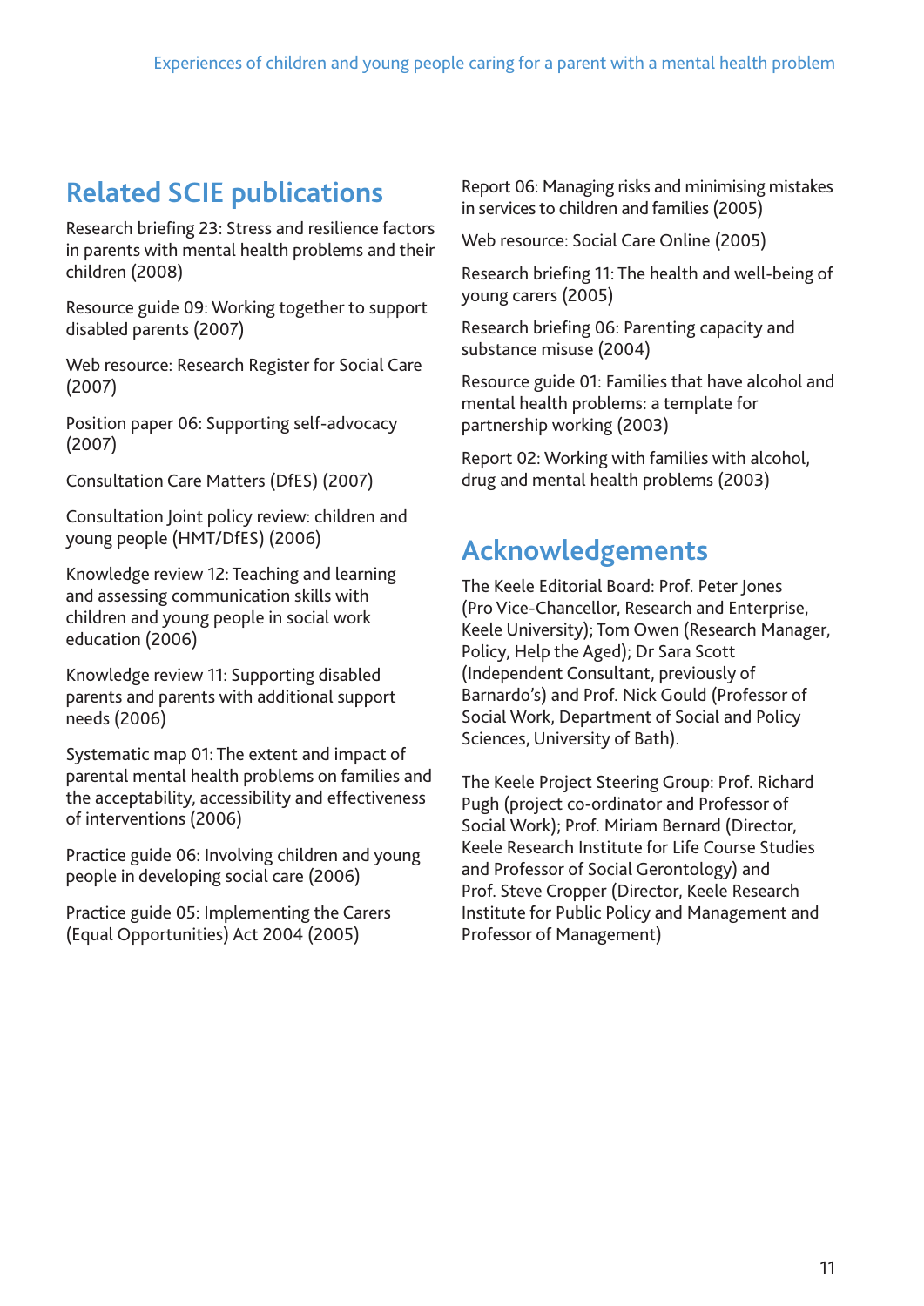## Related SCIE publications

Research briefing 23: Stress and resilience factors in parents with mental health problems and their children (2008)

Resource guide 09: Working together to support disabled parents (2007)

Web resource: Research Register for Social Care (2007)

Position paper 06: Supporting self-advocacy (2007)

Consultation Care Matters (DfES) (2007)

Consultation Joint policy review: children and young people (HMT/DfES) (2006)

Knowledge review 12: Teaching and learning and assessing communication skills with children and young people in social work education (2006)

Knowledge review 11: Supporting disabled parents and parents with additional support needs (2006)

Systematic map 01: The extent and impact of parental mental health problems on families and the acceptability, accessibility and effectiveness of interventions (2006)

Practice guide 06: Involving children and young people in developing social care (2006)

Practice guide 05: Implementing the Carers (Equal Opportunities) Act 2004 (2005)

Report 06: Managing risks and minimising mistakes in services to children and families (2005)

Web resource: Social Care Online (2005)

Research briefing 11: The health and well-being of young carers (2005)

Research briefing 06: Parenting capacity and substance misuse (2004)

Resource guide 01: Families that have alcohol and mental health problems: a template for partnership working (2003)

Report 02: Working with families with alcohol, drug and mental health problems (2003)

## Acknowledgements

The Keele Editorial Board: Prof. Peter Jones (Pro Vice-Chancellor, Research and Enterprise, Keele University); Tom Owen (Research Manager, Policy, Help the Aged); Dr Sara Scott (Independent Consultant, previously of Barnardo's) and Prof. Nick Gould (Professor of Social Work, Department of Social and Policy Sciences, University of Bath).

The Keele Project Steering Group: Prof. Richard Pugh (project co-ordinator and Professor of Social Work); Prof. Miriam Bernard (Director, Keele Research Institute for Life Course Studies and Professor of Social Gerontology) and Prof. Steve Cropper (Director, Keele Research Institute for Public Policy and Management and Professor of Management)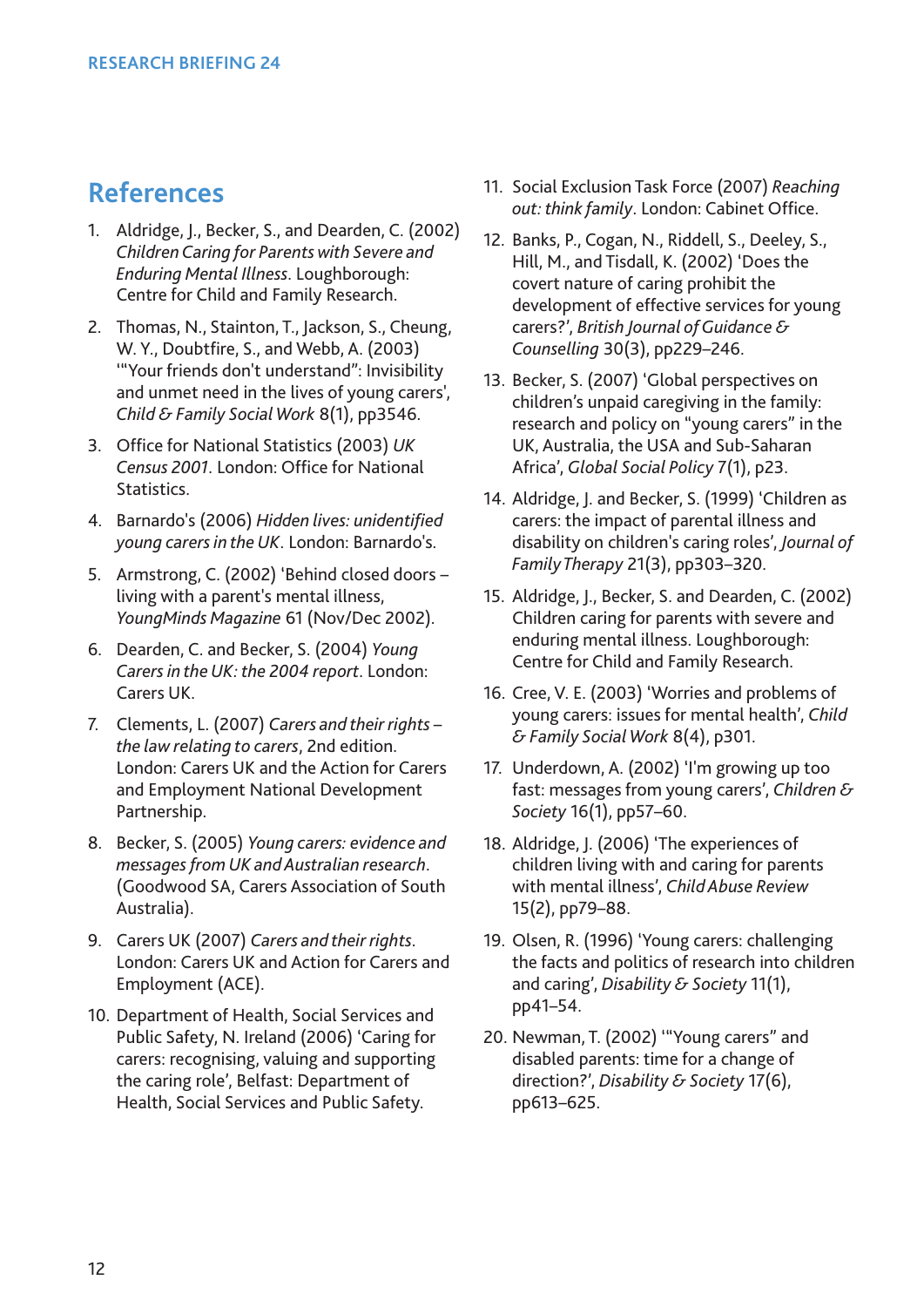## References

1. Aldridge, J., Becker, S., and Dearden, C. (2002) *Children Caring for Parents with Severe and Enduring Mental Illness*. Loughborough: Centre for Child and Family Research.
2. Thomas, N., Stainton, T., Jackson, S., Cheung, W. Y., Doubtfire, S., and Webb, A. (2003) '"Your friends don't understand": Invisibility and unmet need in the lives of young carers', *Child & Family Social Work* 8(1), pp3546.
3. Office for National Statistics (2003) *UK Census 2001*. London: Office for National Statistics.
4. Barnardo's (2006) *Hidden lives: unidentified young carers in the UK*. London: Barnardo's.
5. Armstrong, C. (2002) 'Behind closed doors – living with a parent's mental illness, *YoungMinds Magazine* 61 (Nov/Dec 2002).
6. Dearden, C. and Becker, S. (2004) *Young Carers in the UK: the 2004 report*. London: Carers UK.
7. Clements, L. (2007) *Carers and their rights – the law relating to carers*, 2nd edition. London: Carers UK and the Action for Carers and Employment National Development Partnership.
8. Becker, S. (2005) *Young carers: evidence and messages from UK and Australian research*. (Goodwood SA, Carers Association of South Australia).
9. Carers UK (2007) *Carers and their rights*. London: Carers UK and Action for Carers and Employment (ACE).
10. Department of Health, Social Services and Public Safety, N. Ireland (2006) 'Caring for carers: recognising, valuing and supporting the caring role', Belfast: Department of Health, Social Services and Public Safety.
11. Social Exclusion Task Force (2007) *Reaching out: think family*. London: Cabinet Office.
12. Banks, P., Cogan, N., Riddell, S., Deeley, S., Hill, M., and Tisdall, K. (2002) 'Does the covert nature of caring prohibit the development of effective services for young carers?', *British Journal of Guidance & Counselling* 30(3), pp229–246.
13. Becker, S. (2007) 'Global perspectives on children's unpaid caregiving in the family: research and policy on "young carers" in the UK, Australia, the USA and Sub-Saharan Africa', *Global Social Policy* 7(1), p23.
14. Aldridge, J. and Becker, S. (1999) 'Children as carers: the impact of parental illness and disability on children's caring roles', *Journal of Family Therapy* 21(3), pp303–320.
15. Aldridge, J., Becker, S. and Dearden, C. (2002) Children caring for parents with severe and enduring mental illness. Loughborough: Centre for Child and Family Research.
16. Cree, V. E. (2003) 'Worries and problems of young carers: issues for mental health', *Child & Family Social Work* 8(4), p301.
17. Underdown, A. (2002) 'I'm growing up too fast: messages from young carers', *Children & Society* 16(1), pp57–60.
18. Aldridge, J. (2006) 'The experiences of children living with and caring for parents with mental illness', *Child Abuse Review* 15(2), pp79–88.
19. Olsen, R. (1996) 'Young carers: challenging the facts and politics of research into children and caring', *Disability & Society* 11(1), pp41–54.
20. Newman, T. (2002) '"Young carers" and disabled parents: time for a change of direction?', *Disability & Society* 17(6), pp613–625.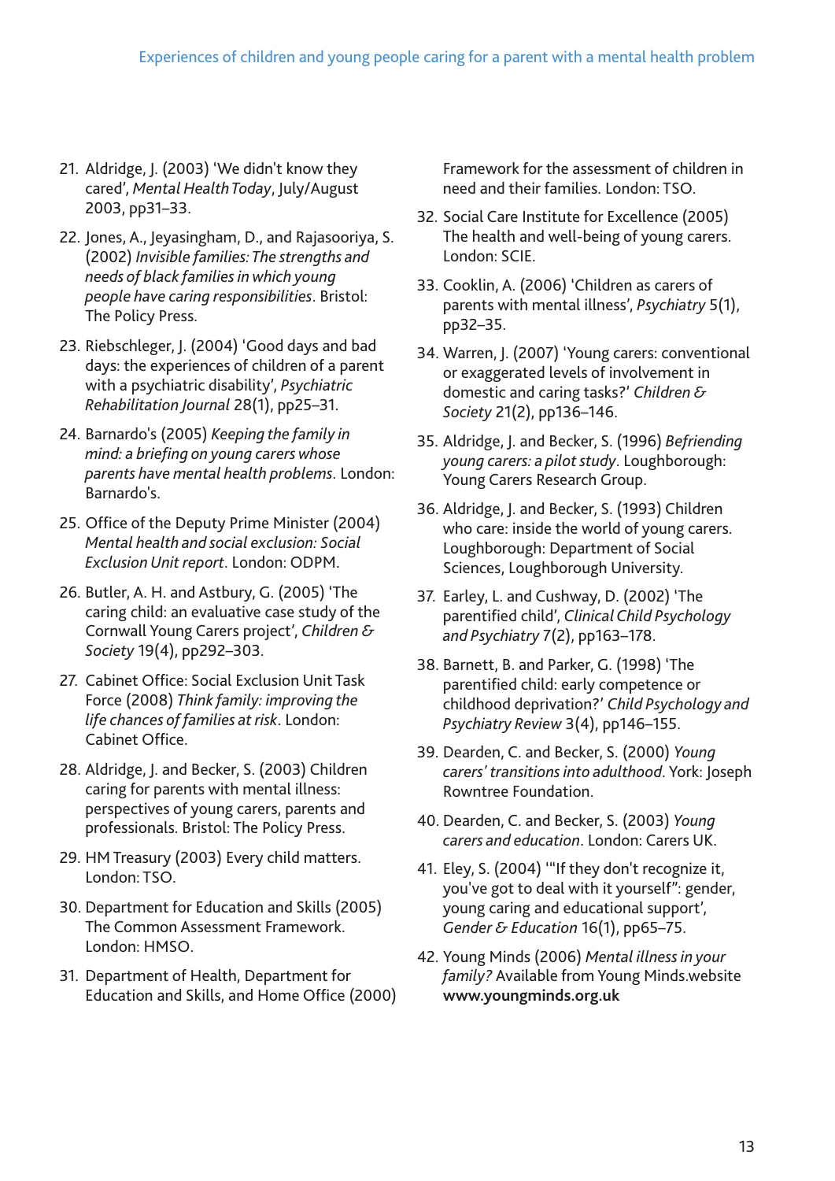21. Aldridge, J. (2003) 'We didn't know they cared', *Mental Health Today*, July/August 2003, pp31–33.

22. Jones, A., Jeyasingham, D., and Rajasooriya, S. (2002) *Invisible families: The strengths and needs of black families in which young people have caring responsibilities*. Bristol: The Policy Press.

23. Riebschleger, J. (2004) 'Good days and bad days: the experiences of children of a parent with a psychiatric disability', *Psychiatric Rehabilitation Journal* 28(1), pp25–31.

24. Barnardo's (2005) *Keeping the family in mind: a briefing on young carers whose parents have mental health problems*. London: Barnardo's.

25. Office of the Deputy Prime Minister (2004) *Mental health and social exclusion: Social Exclusion Unit report*. London: ODPM.

26. Butler, A. H. and Astbury, G. (2005) 'The caring child: an evaluative case study of the Cornwall Young Carers project', *Children & Society* 19(4), pp292–303.

27. Cabinet Office: Social Exclusion Unit Task Force (2008) *Think family: improving the life chances of families at risk*. London: Cabinet Office.

28. Aldridge, J. and Becker, S. (2003) Children caring for parents with mental illness: perspectives of young carers, parents and professionals. Bristol: The Policy Press.

29. HM Treasury (2003) Every child matters. London: TSO.

30. Department for Education and Skills (2005) The Common Assessment Framework. London: HMSO.

31. Department of Health, Department for Education and Skills, and Home Office (2000) Framework for the assessment of children in need and their families. London: TSO.

32. Social Care Institute for Excellence (2005) The health and well-being of young carers. London: SCIE.

33. Cooklin, A. (2006) 'Children as carers of parents with mental illness', *Psychiatry* 5(1), pp32–35.

34. Warren, J. (2007) 'Young carers: conventional or exaggerated levels of involvement in domestic and caring tasks?' *Children & Society* 21(2), pp136–146.

35. Aldridge, J. and Becker, S. (1996) *Befriending young carers: a pilot study*. Loughborough: Young Carers Research Group.

36. Aldridge, J. and Becker, S. (1993) Children who care: inside the world of young carers. Loughborough: Department of Social Sciences, Loughborough University.

37. Earley, L. and Cushway, D. (2002) 'The parentified child', *Clinical Child Psychology and Psychiatry* 7(2), pp163–178.

38. Barnett, B. and Parker, G. (1998) 'The parentified child: early competence or childhood deprivation?' *Child Psychology and Psychiatry Review* 3(4), pp146–155.

39. Dearden, C. and Becker, S. (2000) *Young carers' transitions into adulthood*. York: Joseph Rowntree Foundation.

40. Dearden, C. and Becker, S. (2003) *Young carers and education*. London: Carers UK.

41. Eley, S. (2004) '"If they don't recognize it, you've got to deal with it yourself": gender, young caring and educational support', *Gender & Education* 16(1), pp65–75.

42. Young Minds (2006) *Mental illness in your family?* Available from Young Minds.website **www.youngminds.org.uk**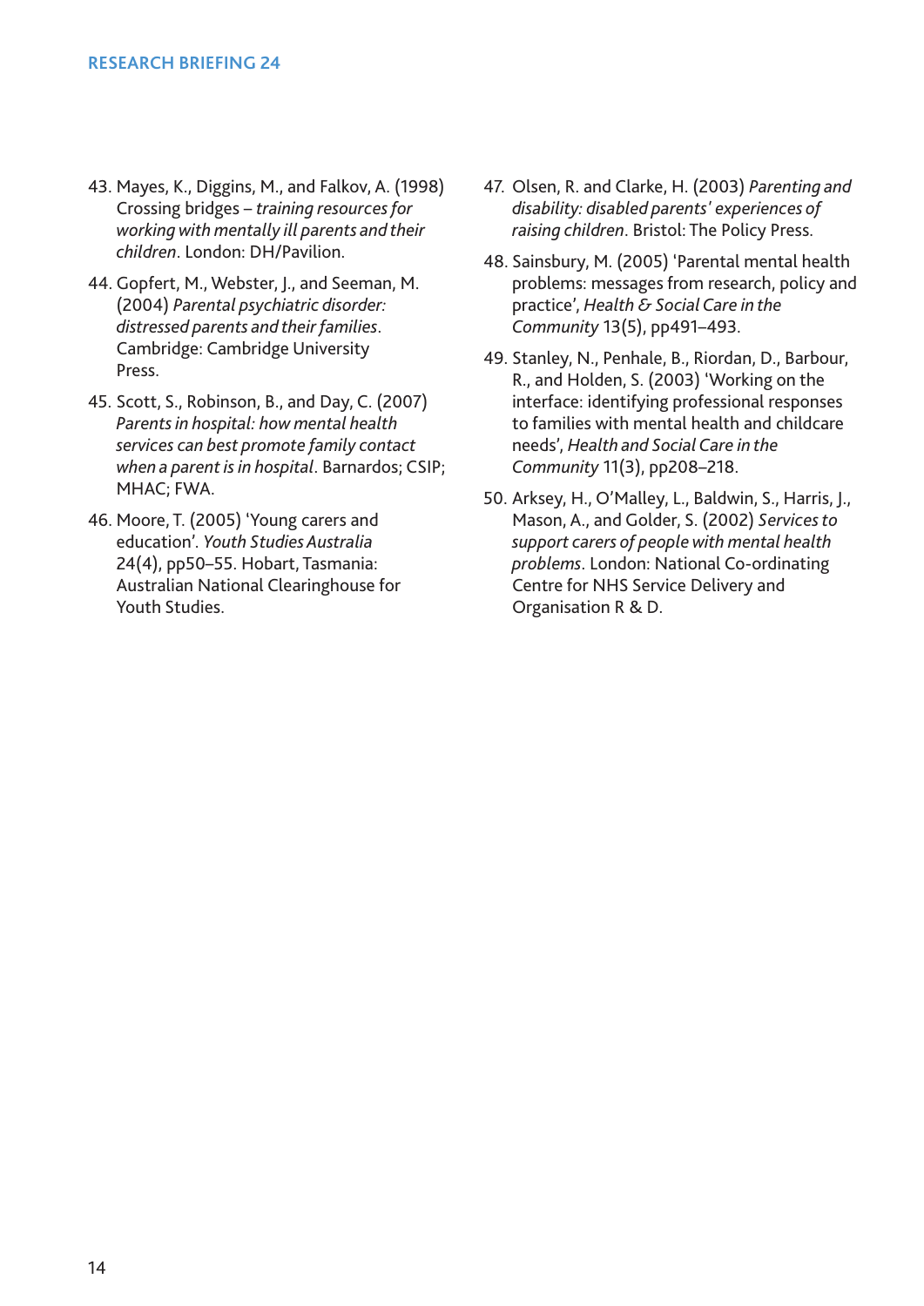43. Mayes, K., Diggins, M., and Falkov, A. (1998) Crossing bridges – *training resources for working with mentally ill parents and their children*. London: DH/Pavilion.
44. Gopfert, M., Webster, J., and Seeman, M. (2004) *Parental psychiatric disorder: distressed parents and their families*. Cambridge: Cambridge University Press.
45. Scott, S., Robinson, B., and Day, C. (2007) *Parents in hospital: how mental health services can best promote family contact when a parent is in hospital*. Barnardos; CSIP; MHAC; FWA.
46. Moore, T. (2005) 'Young carers and education'. *Youth Studies Australia* 24(4), pp50–55. Hobart, Tasmania: Australian National Clearinghouse for Youth Studies.
47. Olsen, R. and Clarke, H. (2003) *Parenting and disability: disabled parents' experiences of raising children*. Bristol: The Policy Press.
48. Sainsbury, M. (2005) 'Parental mental health problems: messages from research, policy and practice', *Health & Social Care in the Community* 13(5), pp491–493.
49. Stanley, N., Penhale, B., Riordan, D., Barbour, R., and Holden, S. (2003) 'Working on the interface: identifying professional responses to families with mental health and childcare needs', *Health and Social Care in the Community* 11(3), pp208–218.
50. Arksey, H., O'Malley, L., Baldwin, S., Harris, J., Mason, A., and Golder, S. (2002) *Services to support carers of people with mental health problems*. London: National Co-ordinating Centre for NHS Service Delivery and Organisation R & D.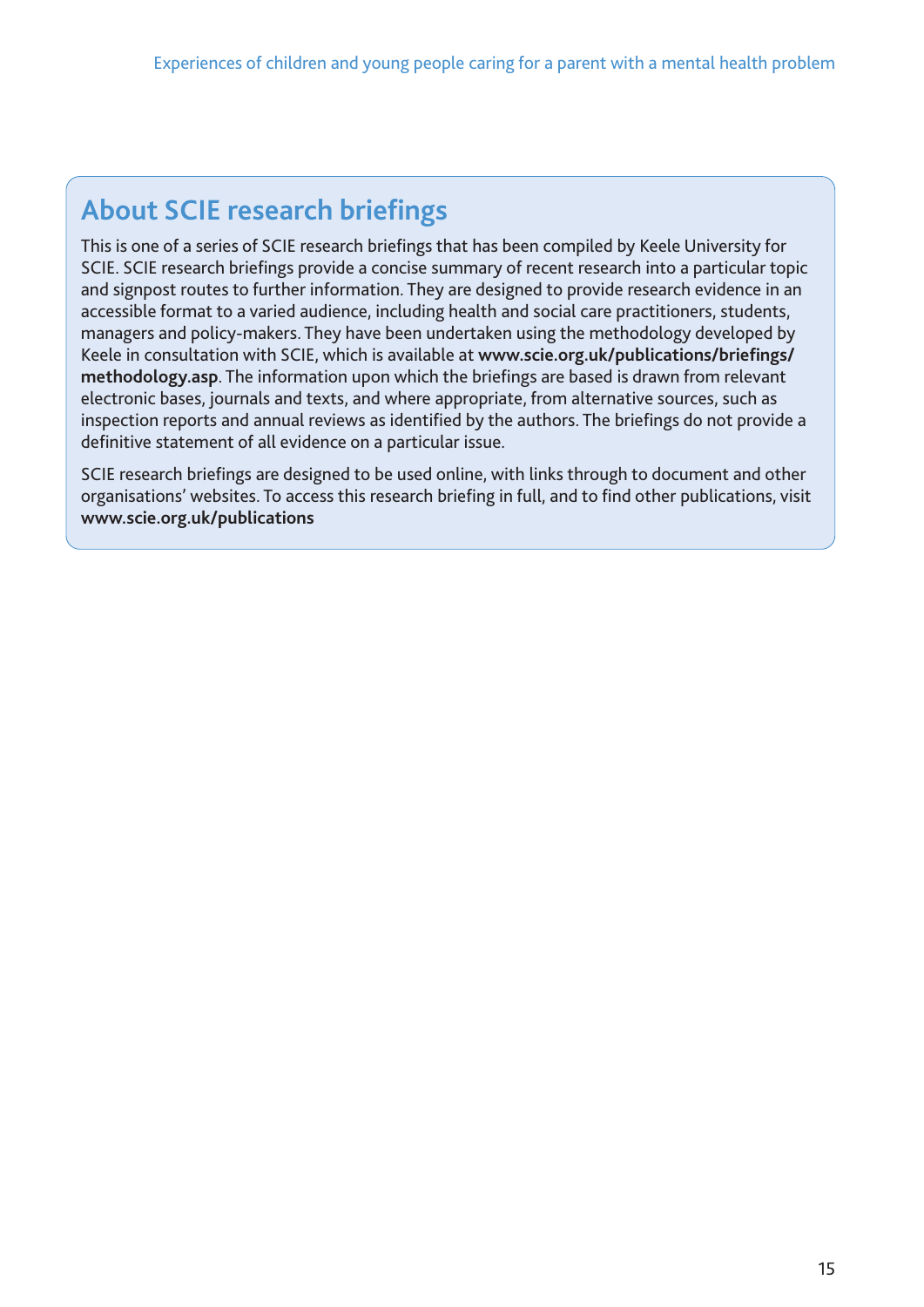## About SCIE research briefings

This is one of a series of SCIE research briefings that has been compiled by Keele University for SCIE. SCIE research briefings provide a concise summary of recent research into a particular topic and signpost routes to further information. They are designed to provide research evidence in an accessible format to a varied audience, including health and social care practitioners, students, managers and policy-makers. They have been undertaken using the methodology developed by Keele in consultation with SCIE, which is available at **www.scie.org.uk/publications/briefings/methodology.asp**. The information upon which the briefings are based is drawn from relevant electronic bases, journals and texts, and where appropriate, from alternative sources, such as inspection reports and annual reviews as identified by the authors. The briefings do not provide a definitive statement of all evidence on a particular issue.

SCIE research briefings are designed to be used online, with links through to document and other organisations' websites. To access this research briefing in full, and to find other publications, visit **www.scie.org.uk/publications**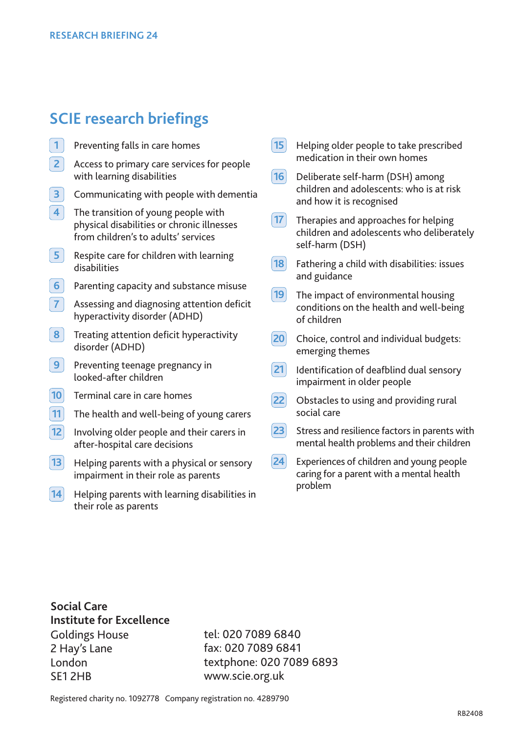## SCIE research briefings

1. Preventing falls in care homes
2. Access to primary care services for people with learning disabilities
3. Communicating with people with dementia
4. The transition of young people with physical disabilities or chronic illnesses from children's to adults' services
5. Respite care for children with learning disabilities
6. Parenting capacity and substance misuse
7. Assessing and diagnosing attention deficit hyperactivity disorder (ADHD)
8. Treating attention deficit hyperactivity disorder (ADHD)
9. Preventing teenage pregnancy in looked-after children
10. Terminal care in care homes
11. The health and well-being of young carers
12. Involving older people and their carers in after-hospital care decisions
13. Helping parents with a physical or sensory impairment in their role as parents
14. Helping parents with learning disabilities in their role as parents
15. Helping older people to take prescribed medication in their own homes
16. Deliberate self-harm (DSH) among children and adolescents: who is at risk and how it is recognised
17. Therapies and approaches for helping children and adolescents who deliberately self-harm (DSH)
18. Fathering a child with disabilities: issues and guidance
19. The impact of environmental housing conditions on the health and well-being of children
20. Choice, control and individual budgets: emerging themes
21. Identification of deafblind dual sensory impairment in older people
22. Obstacles to using and providing rural social care
23. Stress and resilience factors in parents with mental health problems and their children
24. Experiences of children and young people caring for a parent with a mental health problem

**Social Care**
**Institute for Excellence**
Goldings House
2 Hay's Lane
London
SE1 2HB

tel: 020 7089 6840
fax: 020 7089 6841
textphone: 020 7089 6893
www.scie.org.uk

Registered charity no. 1092778 Company registration no. 4289790

RB2408